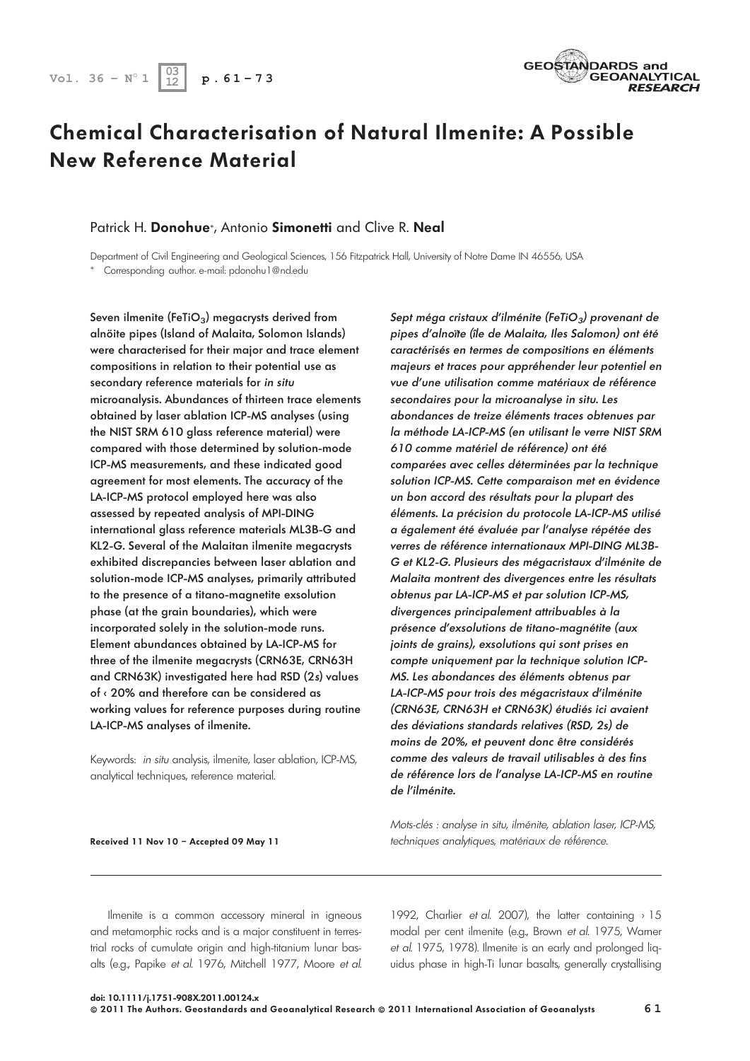# Chemical Characterisation of Natural Ilmenite: A Possible New Reference Material

Patrick H. **Donohue***, Antonio **Simonetti** and Clive R. **Neal**

Department of Civil Engineering and Geological Sciences, 156 Fitzpatrick Hall, University of Notre Dame IN 46556, USA

\* Corresponding author. e-mail: pdonohu1@nd.edu

**Seven ilmenite ($FeTiO_3$) megacrysts derived from alnöite pipes (Island of Malaita, Solomon Islands) were characterised for their major and trace element compositions in relation to their potential use as secondary reference materials for *in situ* microanalysis. Abundances of thirteen trace elements obtained by laser ablation ICP-MS analyses (using the NIST SRM 610 glass reference material) were compared with those determined by solution-mode ICP-MS measurements, and these indicated good agreement for most elements. The accuracy of the LA-ICP-MS protocol employed here was also assessed by repeated analysis of MPI-DING international glass reference materials ML3B-G and KL2-G. Several of the Malaitan ilmenite megacrysts exhibited discrepancies between laser ablation and solution-mode ICP-MS analyses, primarily attributed to the presence of a titano-magnetite exsolution phase (at the grain boundaries), which were incorporated solely in the solution-mode runs. Element abundances obtained by LA-ICP-MS for three of the ilmenite megacrysts (CRN63E, CRN63H and CRN63K) investigated here had RSD (2*s*) values of < 20% and therefore can be considered as working values for reference purposes during routine LA-ICP-MS analyses of ilmenite.**

Keywords: *in situ* analysis, ilmenite, laser ablation, ICP-MS, analytical techniques, reference material.

***Sept méga cristaux d'ilménite ($FeTiO_3$) provenant de pipes d'alnoïte (île de Malaita, Iles Salomon) ont été caractérisés en termes de compositions en éléments majeurs et traces pour appréhender leur potentiel en vue d'une utilisation comme matériaux de référence secondaires pour la microanalyse in situ. Les abondances de treize éléments traces obtenues par la méthode LA-ICP-MS (en utilisant le verre NIST SRM 610 comme matériel de référence) ont été comparées avec celles déterminées par la technique solution ICP-MS. Cette comparaison met en évidence un bon accord des résultats pour la plupart des éléments. La précision du protocole LA-ICP-MS utilisé a également été évaluée par l'analyse répétée des verres de référence internationaux MPI-DING ML3B-G et KL2-G. Plusieurs des mégacristaux d'ilménite de Malaita montrent des divergences entre les résultats obtenus par LA-ICP-MS et par solution ICP-MS, divergences principalement attribuables à la présence d'exsolutions de titano-magnétite (aux joints de grains), exsolutions qui sont prises en compte uniquement par la technique solution ICP-MS. Les abondances des éléments obtenus par LA-ICP-MS pour trois des mégacristaux d'ilménite (CRN63E, CRN63H et CRN63K) étudiés ici avaient des déviations standards relatives (RSD, 2s) de moins de 20%, et peuvent donc être considérés comme des valeurs de travail utilisables à des fins de référence lors de l'analyse LA-ICP-MS en routine de l'ilménite.***

*Mots-clés : analyse in situ, ilménite, ablation laser, ICP-MS, techniques analytiques, matériaux de référence.*

**Received 11 Nov 10 – Accepted 09 May 11**

Ilmenite is a common accessory mineral in igneous and metamorphic rocks and is a major constituent in terrestrial rocks of cumulate origin and high-titanium lunar basalts (e.g., Papike *et al.* 1976, Mitchell 1977, Moore *et al.* 1992, Charlier *et al.* 2007), the latter containing > 15 modal per cent ilmenite (e.g., Brown *et al.* 1975, Warner *et al.* 1975, 1978). Ilmenite is an early and prolonged liquidus phase in high-Ti lunar basalts, generally crystallising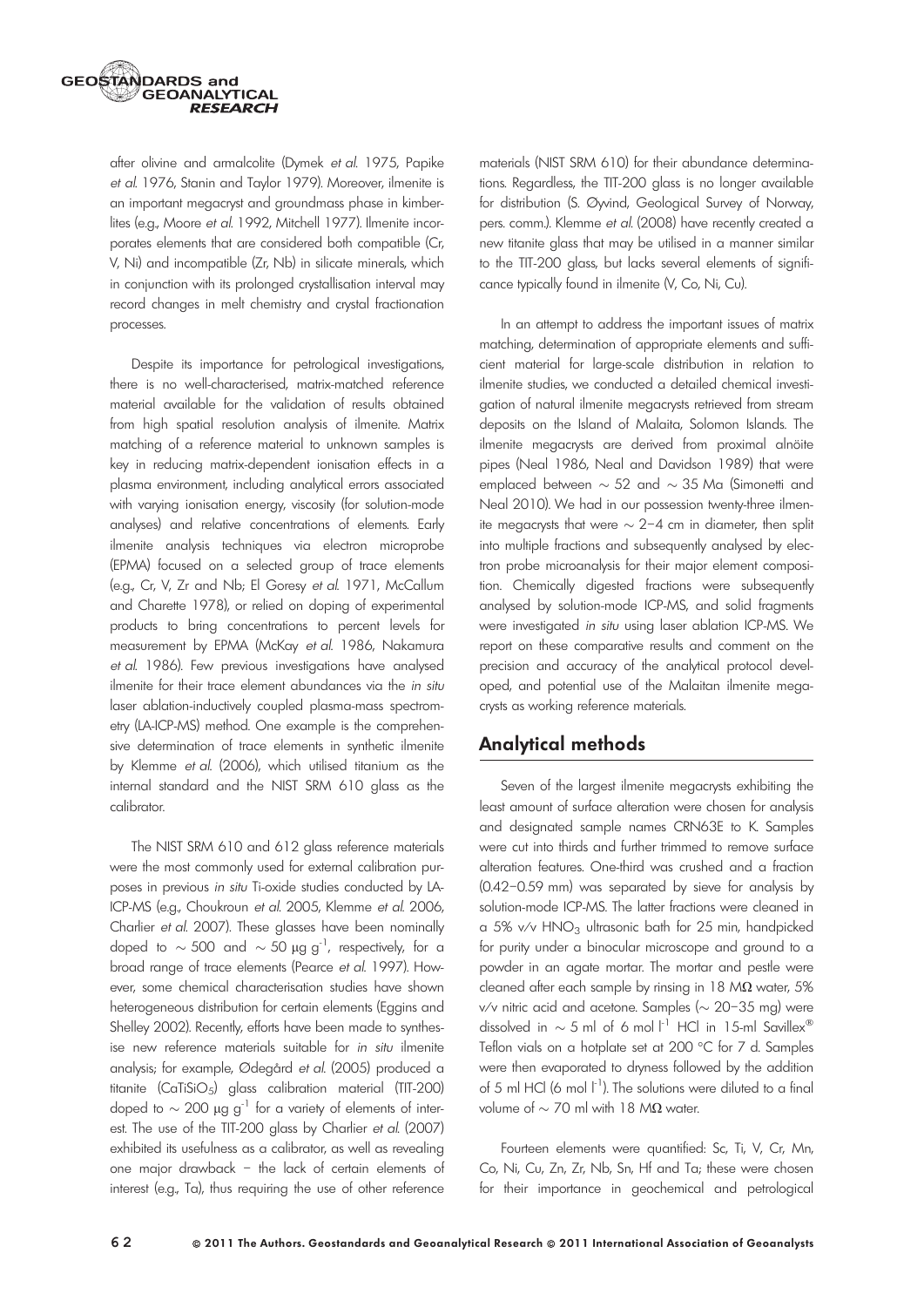after olivine and armalcolite (Dymek *et al.* 1975, Papike *et al.* 1976, Stanin and Taylor 1979). Moreover, ilmenite is an important megacryst and groundmass phase in kimberlites (e.g., Moore *et al.* 1992, Mitchell 1977). Ilmenite incorporates elements that are considered both compatible (Cr, V, Ni) and incompatible (Zr, Nb) in silicate minerals, which in conjunction with its prolonged crystallisation interval may record changes in melt chemistry and crystal fractionation processes.

Despite its importance for petrological investigations, there is no well-characterised, matrix-matched reference material available for the validation of results obtained from high spatial resolution analysis of ilmenite. Matrix matching of a reference material to unknown samples is key in reducing matrix-dependent ionisation effects in a plasma environment, including analytical errors associated with varying ionisation energy, viscosity (for solution-mode analyses) and relative concentrations of elements. Early ilmenite analysis techniques via electron microprobe (EPMA) focused on a selected group of trace elements (e.g., Cr, V, Zr and Nb; El Goresy *et al.* 1971, McCallum and Charette 1978), or relied on doping of experimental products to bring concentrations to percent levels for measurement by EPMA (McKay *et al.* 1986, Nakamura *et al.* 1986). Few previous investigations have analysed ilmenite for their trace element abundances via the *in situ* laser ablation-inductively coupled plasma-mass spectrometry (LA-ICP-MS) method. One example is the comprehensive determination of trace elements in synthetic ilmenite by Klemme *et al.* (2006), which utilised titanium as the internal standard and the NIST SRM 610 glass as the calibrator.

The NIST SRM 610 and 612 glass reference materials were the most commonly used for external calibration purposes in previous *in situ* Ti-oxide studies conducted by LA-ICP-MS (e.g., Choukroun *et al.* 2005, Klemme *et al.* 2006, Charlier *et al.* 2007). These glasses have been nominally doped to ~ 500 and ~ 50 μg g$^{-1}$, respectively, for a broad range of trace elements (Pearce *et al.* 1997). However, some chemical characterisation studies have shown heterogeneous distribution for certain elements (Eggins and Shelley 2002). Recently, efforts have been made to synthesise new reference materials suitable for *in situ* ilmenite analysis; for example, Ødegård *et al.* (2005) produced a titanite ($CaTiSiO_5$) glass calibration material (TIT-200) doped to ~ 200 μg g$^{-1}$ for a variety of elements of interest. The use of the TIT-200 glass by Charlier *et al.* (2007) exhibited its usefulness as a calibrator, as well as revealing one major drawback – the lack of certain elements of interest (e.g., Ta), thus requiring the use of other reference materials (NIST SRM 610) for their abundance determinations. Regardless, the TIT-200 glass is no longer available for distribution (S. Øyvind, Geological Survey of Norway, pers. comm.). Klemme *et al.* (2008) have recently created a new titanite glass that may be utilised in a manner similar to the TIT-200 glass, but lacks several elements of significance typically found in ilmenite (V, Co, Ni, Cu).

In an attempt to address the important issues of matrix matching, determination of appropriate elements and sufficient material for large-scale distribution in relation to ilmenite studies, we conducted a detailed chemical investigation of natural ilmenite megacrysts retrieved from stream deposits on the Island of Malaita, Solomon Islands. The ilmenite megacrysts are derived from proximal alnöite pipes (Neal 1986, Neal and Davidson 1989) that were emplaced between ~ 52 and ~ 35 Ma (Simonetti and Neal 2010). We had in our possession twenty-three ilmenite megacrysts that were ~ 2–4 cm in diameter, then split into multiple fractions and subsequently analysed by electron probe microanalysis for their major element composition. Chemically digested fractions were subsequently analysed by solution-mode ICP-MS, and solid fragments were investigated *in situ* using laser ablation ICP-MS. We report on these comparative results and comment on the precision and accuracy of the analytical protocol developed, and potential use of the Malaitan ilmenite megacrysts as working reference materials.

## Analytical methods

Seven of the largest ilmenite megacrysts exhibiting the least amount of surface alteration were chosen for analysis and designated sample names CRN63E to K. Samples were cut into thirds and further trimmed to remove surface alteration features. One-third was crushed and a fraction (0.42–0.59 mm) was separated by sieve for analysis by solution-mode ICP-MS. The latter fractions were cleaned in a 5% v/v $HNO_3$ ultrasonic bath for 25 min, handpicked for purity under a binocular microscope and ground to a powder in an agate mortar. The mortar and pestle were cleaned after each sample by rinsing in 18 MΩ water, 5% v/v nitric acid and acetone. Samples (~ 20–35 mg) were dissolved in ~ 5 ml of 6 mol l$^{-1}$ HCl in 15-ml Savillex® Teflon vials on a hotplate set at 200 °C for 7 d. Samples were then evaporated to dryness followed by the addition of 5 ml HCl (6 mol l$^{-1}$). The solutions were diluted to a final volume of ~ 70 ml with 18 MΩ water.

Fourteen elements were quantified: Sc, Ti, V, Cr, Mn, Co, Ni, Cu, Zn, Zr, Nb, Sn, Hf and Ta; these were chosen for their importance in geochemical and petrological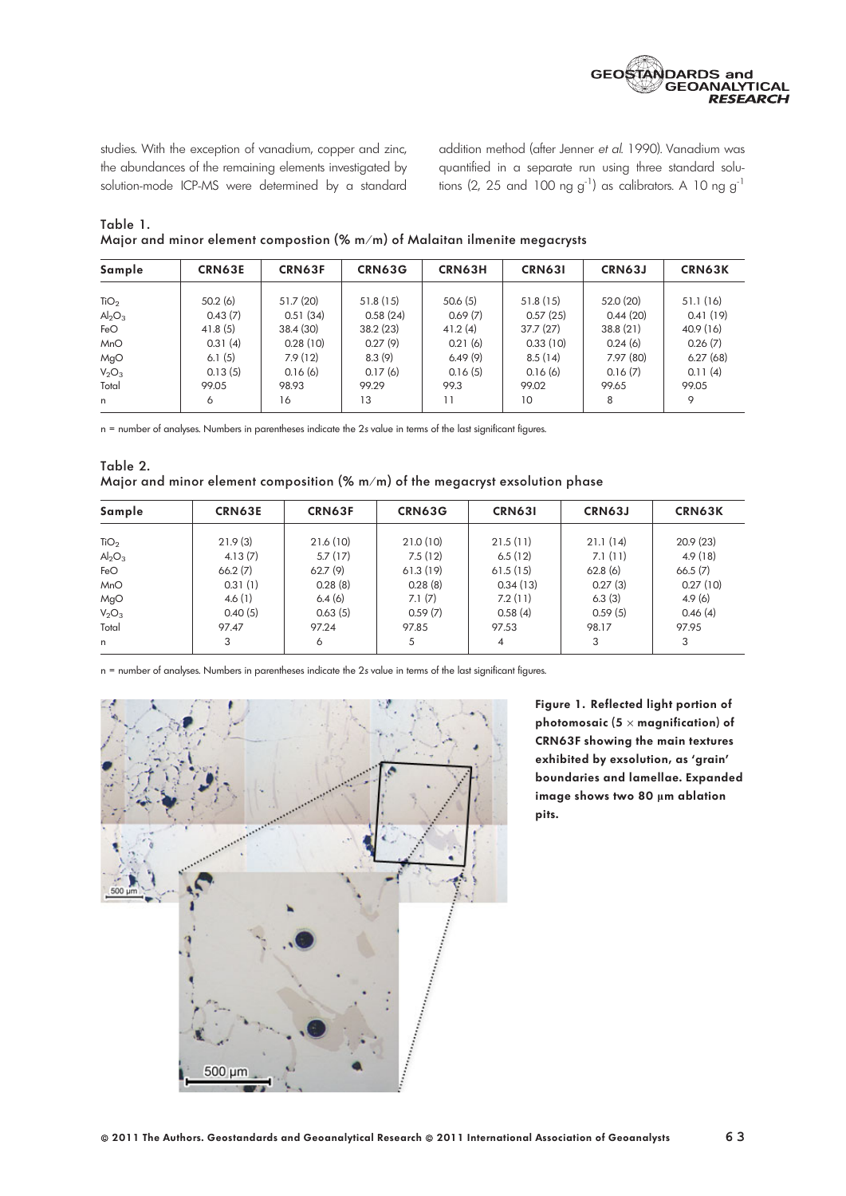studies. With the exception of vanadium, copper and zinc, the abundances of the remaining elements investigated by solution-mode ICP-MS were determined by a standard addition method (after Jenner *et al.* 1990). Vanadium was quantified in a separate run using three standard solutions (2, 25 and 100 ng $g^{-1}$) as calibrators. A 10 ng $g^{-1}$

**Table 1.**
**Major and minor element compostion (% m/m) of Malaitan ilmenite megacrysts**

| Sample | CRN63E | CRN63F | CRN63G | CRN63H | CRN63I | CRN63J | CRN63K |
|---|---|---|---|---|---|---|---|
| $TiO_2$ | 50.2 (6) | 51.7 (20) | 51.8 (15) | 50.6 (5) | 51.8 (15) | 52.0 (20) | 51.1 (16) |
| $Al_2O_3$ | 0.43 (7) | 0.51 (34) | 0.58 (24) | 0.69 (7) | 0.57 (25) | 0.44 (20) | 0.41 (19) |
| FeO | 41.8 (5) | 38.4 (30) | 38.2 (23) | 41.2 (4) | 37.7 (27) | 38.8 (21) | 40.9 (16) |
| MnO | 0.31 (4) | 0.28 (10) | 0.27 (9) | 0.21 (6) | 0.33 (10) | 0.24 (6) | 0.26 (7) |
| MgO | 6.1 (5) | 7.9 (12) | 8.3 (9) | 6.49 (9) | 8.5 (14) | 7.97 (80) | 6.27 (68) |
| $V_2O_3$ | 0.13 (5) | 0.16 (6) | 0.17 (6) | 0.16 (5) | 0.16 (6) | 0.16 (7) | 0.11 (4) |
| Total | 99.05 | 98.93 | 99.29 | 99.3 | 99.02 | 99.65 | 99.05 |
| n | 6 | 16 | 13 | 11 | 10 | 8 | 9 |

n = number of analyses. Numbers in parentheses indicate the 2*s* value in terms of the last significant figures.

**Table 2.**
**Major and minor element composition (% m/m) of the megacryst exsolution phase**

| Sample | CRN63E | CRN63F | CRN63G | CRN63I | CRN63J | CRN63K |
|---|---|---|---|---|---|---|
| $TiO_2$ | 21.9 (3) | 21.6 (10) | 21.0 (10) | 21.5 (11) | 21.1 (14) | 20.9 (23) |
| $Al_2O_3$ | 4.13 (7) | 5.7 (17) | 7.5 (12) | 6.5 (12) | 7.1 (11) | 4.9 (18) |
| FeO | 66.2 (7) | 62.7 (9) | 61.3 (19) | 61.5 (15) | 62.8 (6) | 66.5 (7) |
| MnO | 0.31 (1) | 0.28 (8) | 0.28 (8) | 0.34 (13) | 0.27 (3) | 0.27 (10) |
| MgO | 4.6 (1) | 6.4 (6) | 7.1 (7) | 7.2 (11) | 6.3 (3) | 4.9 (6) |
| $V_2O_3$ | 0.40 (5) | 0.63 (5) | 0.59 (7) | 0.58 (4) | 0.59 (5) | 0.46 (4) |
| Total | 97.47 | 97.24 | 97.85 | 97.53 | 98.17 | 97.95 |
| n | 3 | 6 | 5 | 4 | 3 | 3 |

n = number of analyses. Numbers in parentheses indicate the 2*s* value in terms of the last significant figures.

**Figure 1. Reflected light portion of photomosaic (5 × magnification) of CRN63F showing the main textures exhibited by exsolution, as 'grain' boundaries and lamellae. Expanded image shows two 80 µm ablation pits.**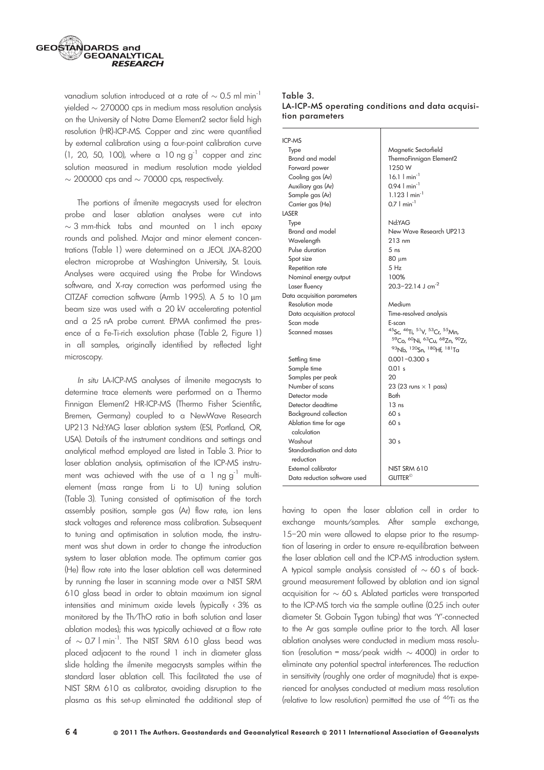vanadium solution introduced at a rate of ~ 0.5 ml min$^{-1}$ yielded ~ 270000 cps in medium mass resolution analysis on the University of Notre Dame Element2 sector field high resolution (HR)-ICP-MS. Copper and zinc were quantified by external calibration using a four-point calibration curve (1, 20, 50, 100), where a 10 ng g$^{-1}$ copper and zinc solution measured in medium resolution mode yielded ~ 200000 cps and ~ 70000 cps, respectively.

The portions of ilmenite megacrysts used for electron probe and laser ablation analyses were cut into ~ 3 mm-thick tabs and mounted on 1 inch epoxy rounds and polished. Major and minor element concentrations (Table 1) were determined on a JEOL JXA-8200 electron microprobe at Washington University, St. Louis. Analyses were acquired using the Probe for Windows software, and X-ray correction was performed using the CITZAF correction software (Armb 1995). A 5 to 10 μm beam size was used with a 20 kV accelerating potential and a 25 nA probe current. EPMA confirmed the presence of a Fe-Ti-rich exsolution phase (Table 2, Figure 1) in all samples, originally identified by reflected light microscopy.

*In situ* LA-ICP-MS analyses of ilmenite megacrysts to determine trace elements were performed on a Thermo Finnigan Element2 HR-ICP-MS (Thermo Fisher Scientific, Bremen, Germany) coupled to a NewWave Research UP213 Nd:YAG laser ablation system (ESI, Portland, OR, USA). Details of the instrument conditions and settings and analytical method employed are listed in Table 3. Prior to laser ablation analysis, optimisation of the ICP-MS instrument was achieved with the use of a 1 ng g$^{-1}$ multi-element (mass range from Li to U) tuning solution (Table 3). Tuning consisted of optimisation of the torch assembly position, sample gas (Ar) flow rate, ion lens stack voltages and reference mass calibration. Subsequent to tuning and optimisation in solution mode, the instrument was shut down in order to change the introduction system to laser ablation mode. The optimum carrier gas (He) flow rate into the laser ablation cell was determined by running the laser in scanning mode over a NIST SRM 610 glass bead in order to obtain maximum ion signal intensities and minimum oxide levels (typically < 3% as monitored by the Th/ThO ratio in both solution and laser ablation modes); this was typically achieved at a flow rate of ~ 0.7 l min$^{-1}$. The NIST SRM 610 glass bead was placed adjacent to the round 1 inch in diameter glass slide holding the ilmenite megacrysts samples within the standard laser ablation cell. This facilitated the use of NIST SRM 610 as calibrator, avoiding disruption to the plasma as this set-up eliminated the additional step of having to open the laser ablation cell in order to exchange mounts/samples. After sample exchange, 15–20 min were allowed to elapse prior to the resumption of lasering in order to ensure re-equilibration between the laser ablation cell and the ICP-MS introduction system. A typical sample analysis consisted of ~ 60 s of background measurement followed by ablation and ion signal acquisition for ~ 60 s. Ablated particles were transported to the ICP-MS torch via the sample outline (0.25 inch outer diameter St. Gobain Tygon tubing) that was 'Y'-connected to the Ar gas sample outline prior to the torch. All laser ablation analyses were conducted in medium mass resolution (resolution = mass/peak width ~ 4000) in order to eliminate any potential spectral interferences. The reduction in sensitivity (roughly one order of magnitude) that is experienced for analyses conducted at medium mass resolution (relative to low resolution) permitted the use of $^{46}$Ti as the

**Table 3.**
**LA-ICP-MS operating conditions and data acquisition parameters**

| | |
|---|---|
| **ICP-MS** | |
| Type | Magnetic Sectorfield |
| Brand and model | ThermoFinnigan Element2 |
| Forward power | 1250 W |
| Cooling gas (Ar) | 16.1 l min$^{-1}$ |
| Auxiliary gas (Ar) | 0.94 l min$^{-1}$ |
| Sample gas (Ar) | 1.123 l min$^{-1}$ |
| Carrier gas (He) | 0.7 l min$^{-1}$ |
| **LASER** | |
| Type | Nd:YAG |
| Brand and model | New Wave Research UP213 |
| Wavelength | 213 nm |
| Pulse duration | 5 ns |
| Spot size | 80 μm |
| Repetition rate | 5 Hz |
| Nominal energy output | 100% |
| Laser fluency | 20.3–22.14 J cm$^{-2}$ |
| **Data acquisition parameters** | |
| Resolution mode | Medium |
| Data acquisition protocol | Time-resolved analysis |
| Scan mode | E-scan |
| Scanned masses | $^{45}$Sc, $^{46}$Ti, $^{51}$V, $^{53}$Cr, $^{55}$Mn, $^{59}$Co, $^{60}$Ni, $^{63}$Cu, $^{68}$Zn, $^{90}$Zr, $^{93}$Nb, $^{120}$Sn, $^{180}$Hf, $^{181}$Ta |
| Settling time | 0.001–0.300 s |
| Sample time | 0.01 s |
| Samples per peak | 20 |
| Number of scans | 23 (23 runs × 1 pass) |
| Detector mode | Both |
| Detector deadtime | 13 ns |
| Background collection | 60 s |
| Ablation time for age calculation | 60 s |
| Washout | 30 s |
| **Standardisation and data reduction** | |
| External calibrator | NIST SRM 610 |
| Data reduction software used | GLITTER© |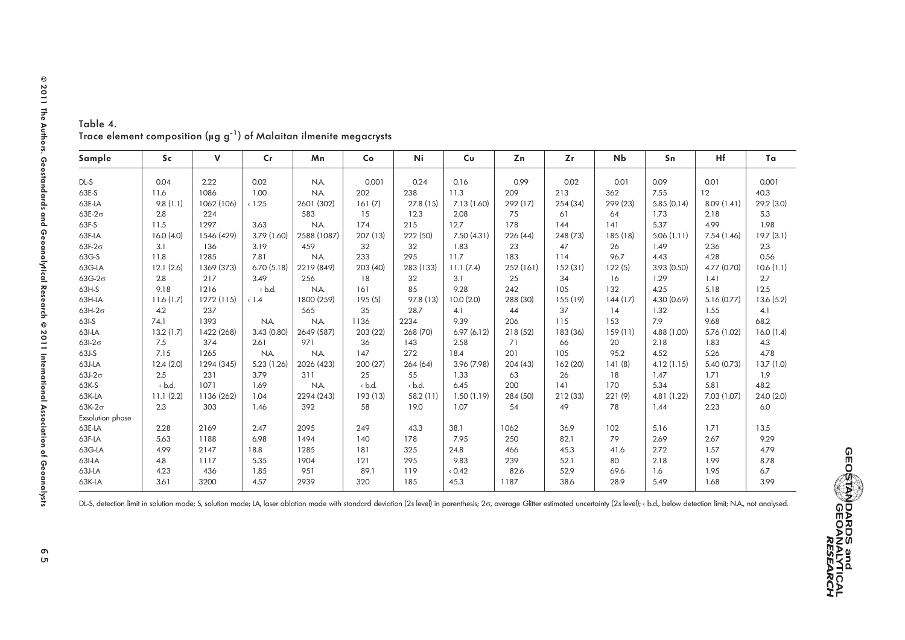Table 4.
Trace element composition (µg g$^{-1}$) of Malaitan ilmenite megacrysts

| Sample | Sc | V | Cr | Mn | Co | Ni | Cu | Zn | Zr | Nb | Sn | Hf | Ta |
|---|---|---|---|---|---|---|---|---|---|---|---|---|---|
| DL-S | 0.04 | 2.22 | 0.02 | N.A. | 0.001 | 0.24 | 0.16 | 0.99 | 0.02 | 0.01 | 0.09 | 0.01 | 0.001 |
| 63E-S | 11.6 | 1086 | 1.00 | N.A. | 202 | 238 | 11.3 | 209 | 213 | 362 | 7.55 | 12 | 40.3 |
| 63E-LA | 9.8 (1.1) | 1062 (106) | ‹ 1.25 | 2601 (302) | 161 (7) | 27.8 (15) | 7.13 (1.60) | 292 (17) | 254 (34) | 299 (23) | 5.85 (0.14) | 8.09 (1.41) | 29.2 (3.0) |
| 63E-2σ | 2.8 | 224 | | 583 | 15 | 12.3 | 2.08 | 75 | 61 | 64 | 1.73 | 2.18 | 5.3 |
| 63F-S | 11.5 | 1297 | 3.63 | N.A. | 174 | 215 | 12.7 | 178 | 144 | 141 | 5.37 | 4.99 | 1.98 |
| 63F-LA | 16.0 (4.0) | 1546 (429) | 3.79 (1.60) | 2588 (1087) | 207 (13) | 222 (50) | 7.50 (4.31) | 226 (44) | 248 (73) | 185 (18) | 5.06 (1.11) | 7.54 (1.46) | 19.7 (3.1) |
| 63F-2σ | 3.1 | 136 | 3.19 | 459 | 32 | 32 | 1.83 | 23 | 47 | 26 | 1.49 | 2.36 | 2.3 |
| 63G-S | 11.8 | 1285 | 7.81 | N.A. | 233 | 295 | 11.7 | 183 | 114 | 96.7 | 4.43 | 4.28 | 0.56 |
| 63G-LA | 12.1 (2.6) | 1369 (373) | 6.70 (5.18) | 2219 (849) | 203 (40) | 283 (133) | 11.1 (7.4) | 252 (161) | 152 (31) | 122 (5) | 3.93 (0.50) | 4.77 (0.70) | 10.6 (1.1) |
| 63G-2σ | 2.8 | 217 | 3.49 | 256 | 18 | 32 | 3.1 | 25 | 34 | 16 | 1.29 | 1.41 | 2.7 |
| 63H-S | 9.18 | 1216 | ‹ b.d. | N.A. | 161 | 85 | 9.28 | 242 | 105 | 132 | 4.25 | 5.18 | 12.5 |
| 63H-LA | 11.6 (1.7) | 1272 (115) | ‹ 1.4 | 1800 (259) | 195 (5) | 97.8 (13) | 10.0 (2.0) | 288 (30) | 155 (19) | 144 (17) | 4.30 (0.69) | 5.16 (0.77) | 13.6 (5.2) |
| 63H-2σ | 4.2 | 237 | | 565 | 35 | 28.7 | 4.1 | 44 | 37 | 14 | 1.32 | 1.55 | 4.1 |
| 63I-S | 74.1 | 1393 | N.A. | N.A. | 1136 | 2234 | 9.39 | 206 | 115 | 153 | 7.9 | 9.68 | 68.2 |
| 63I-LA | 13.2 (1.7) | 1422 (268) | 3.43 (0.80) | 2649 (587) | 203 (22) | 268 (70) | 6.97 (6.12) | 218 (52) | 183 (36) | 159 (11) | 4.88 (1.00) | 5.76 (1.02) | 16.0 (1.4) |
| 63I-2σ | 7.5 | 374 | 2.61 | 971 | 36 | 143 | 2.58 | 71 | 66 | 20 | 2.18 | 1.83 | 4.3 |
| 63J-S | 7.15 | 1265 | N.A. | N.A. | 147 | 272 | 18.4 | 201 | 105 | 95.2 | 4.52 | 5.26 | 4.78 |
| 63J-LA | 12.4 (2.0) | 1294 (345) | 5.23 (1.26) | 2026 (423) | 200 (27) | 264 (64) | 3.96 (7.98) | 204 (43) | 162 (20) | 141 (8) | 4.12 (1.15) | 5.40 (0.73) | 13.7 (1.0) |
| 63J-2σ | 2.5 | 231 | 3.79 | 311 | 25 | 55 | 1.33 | 63 | 26 | 18 | 1.47 | 1.71 | 1.9 |
| 63K-S | ‹ b.d. | 1071 | 1.69 | N.A. | ‹ b.d. | ‹ b.d. | 6.45 | 200 | 141 | 170 | 5.34 | 5.81 | 48.2 |
| 63K-LA | 11.1 (2.2) | 1136 (262) | 1.04 | 2294 (243) | 193 (13) | 58.2 (11) | 1.50 (1.19) | 284 (50) | 212 (33) | 221 (9) | 4.81 (1.22) | 7.03 (1.07) | 24.0 (2.0) |
| 63K-2σ | 2.3 | 303 | 1.46 | 392 | 58 | 19.0 | 1.07 | 54 | 49 | 78 | 1.44 | 2.23 | 6.0 |
| Exsolution phase | | | | | | | | | | | | | |
| 63E-LA | 2.28 | 2169 | 2.47 | 2095 | 249 | 43.3 | 38.1 | 1062 | 36.9 | 102 | 5.16 | 1.71 | 13.5 |
| 63F-LA | 5.63 | 1188 | 6.98 | 1494 | 140 | 178 | 7.95 | 250 | 82.1 | 79 | 2.69 | 2.67 | 9.29 |
| 63G-LA | 4.99 | 2147 | 18.8 | 1285 | 181 | 325 | 24.8 | 466 | 45.3 | 41.6 | 2.72 | 1.57 | 4.79 |
| 63I-LA | 4.8 | 1117 | 5.35 | 1904 | 121 | 295 | 9.83 | 239 | 52.1 | 80 | 2.18 | 1.99 | 8.78 |
| 63J-LA | 4.23 | 436 | 1.85 | 951 | 89.1 | 119 | ‹ 0.42 | 82.6 | 52.9 | 69.6 | 1.6 | 1.95 | 6.7 |
| 63K-LA | 3.61 | 3200 | 4.57 | 2939 | 320 | 185 | 45.3 | 1187 | 38.6 | 28.9 | 5.49 | 1.68 | 3.99 |

DL-S, detection limit in solution mode; S, solution mode; LA, laser ablation mode with standard deviation (2s level) in parenthesis; 2σ, average Glitter estimated uncertainty (2s level); ‹ b.d., below detection limit; N.A., not analysed.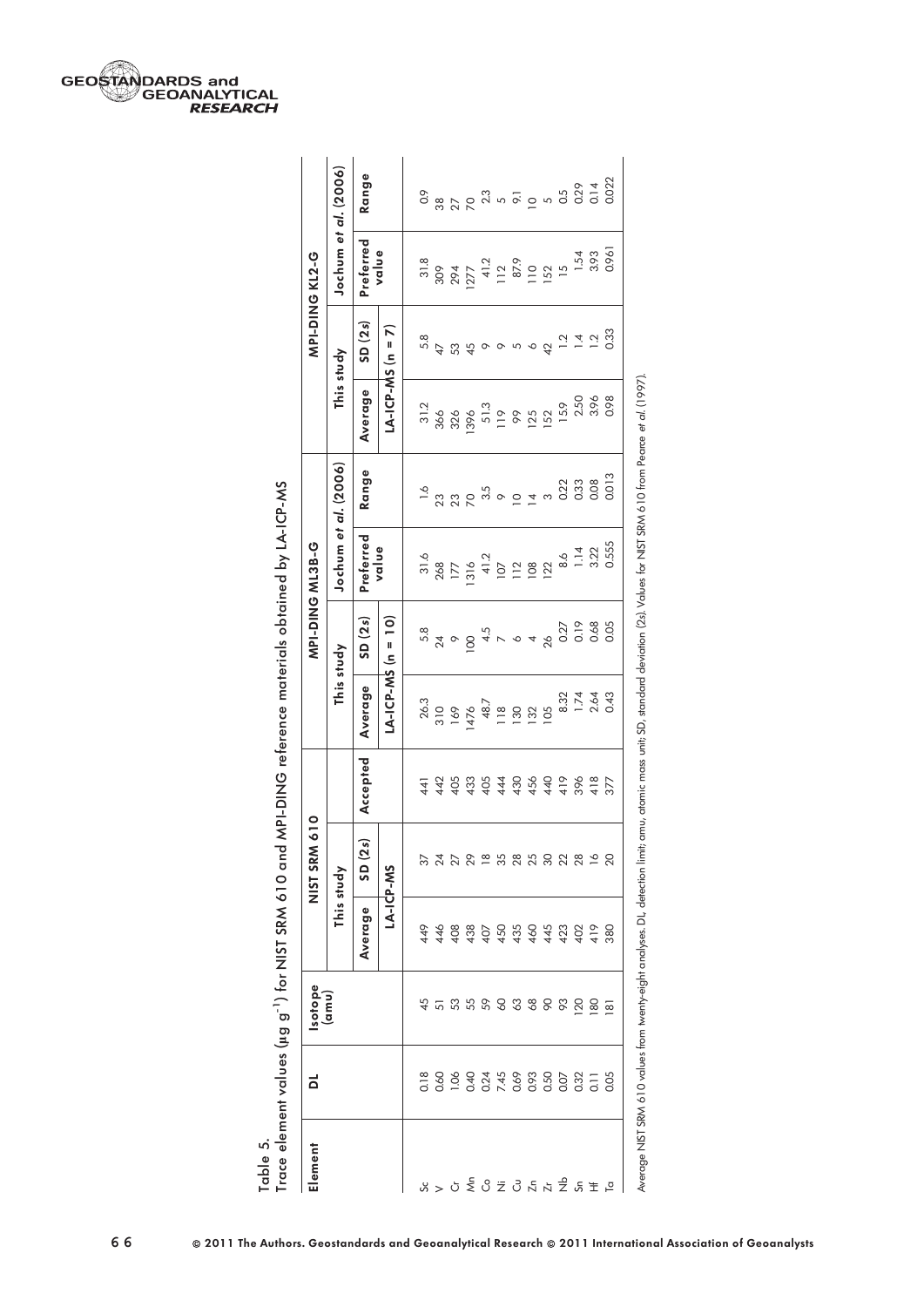Table 5.
Trace element values (µg g$^{-1}$) for NIST SRM 610 and MPI-DING reference materials obtained by LA-ICP-MS

| Element | DL | Isotope (amu) | NIST SRM 610 | | | MPI-DING ML3B-G | | | | MPI-DING KL2-G | | | |
|---|---|---|---|---|---|---|---|---|---|---|---|---|---|
| | | | This study | | | This study | | Jochum *et al.* (2006) | | This study | | Jochum *et al.* (2006) | |
| | | | Average | SD (2*s*) | Accepted | Average | SD (2*s*) | Preferred value | Range | Average | SD (2*s*) | Preferred value | Range |
| | | | LA-ICP-MS | | | LA-ICP-MS (n = 10) | | | | LA-ICP-MS (n = 7) | | | |
| Sc | 0.18 | 45 | 449 | 37 | 441 | 26.3 | 5.8 | 31.6 | 1.6 | 31.2 | 5.8 | 31.8 | 0.9 |
| V | 0.60 | 51 | 446 | 24 | 442 | 310 | 24 | 268 | 23 | 366 | 47 | 309 | 38 |
| Cr | 1.06 | 53 | 408 | 27 | 405 | 169 | 9 | 177 | 23 | 326 | 53 | 294 | 27 |
| Mn | 0.40 | 55 | 438 | 29 | 433 | 1476 | 100 | 1316 | 70 | 1396 | 45 | 1277 | 70 |
| Co | 0.24 | 59 | 407 | 18 | 405 | 48.7 | 4.5 | 41.2 | 3.5 | 51.3 | 9 | 41.2 | 2.3 |
| Ni | 7.45 | 60 | 450 | 35 | 444 | 118 | 7 | 107 | 9 | 119 | 9 | 112 | 5 |
| Cu | 0.69 | 63 | 435 | 28 | 430 | 130 | 6 | 112 | 10 | 99 | 5 | 87.9 | 9.1 |
| Zn | 0.93 | 68 | 460 | 25 | 456 | 132 | 4 | 108 | 14 | 125 | 6 | 110 | 10 |
| Zr | 0.50 | 90 | 445 | 30 | 440 | 105 | 26 | 122 | 3 | 152 | 42 | 152 | 5 |
| Nb | 0.07 | 93 | 423 | 22 | 419 | 8.32 | 0.27 | 8.6 | 0.22 | 15.9 | 1.2 | 15 | 0.5 |
| Sn | 0.32 | 120 | 402 | 28 | 396 | 1.74 | 0.19 | 1.14 | 0.33 | 2.50 | 1.4 | 1.54 | 0.29 |
| Hf | 0.11 | 180 | 419 | 16 | 418 | 2.64 | 0.68 | 3.22 | 0.08 | 3.96 | 1.2 | 3.93 | 0.14 |
| Ta | 0.05 | 181 | 380 | 20 | 377 | 0.43 | 0.05 | 0.555 | 0.013 | 0.98 | 0.33 | 0.961 | 0.022 |

Average NIST SRM 610 values from twenty-eight analyses. DL, detection limit; amu, atomic mass unit; SD, standard deviation (2*s*). Values for NIST SRM 610 from Pearce *et al.* (1997).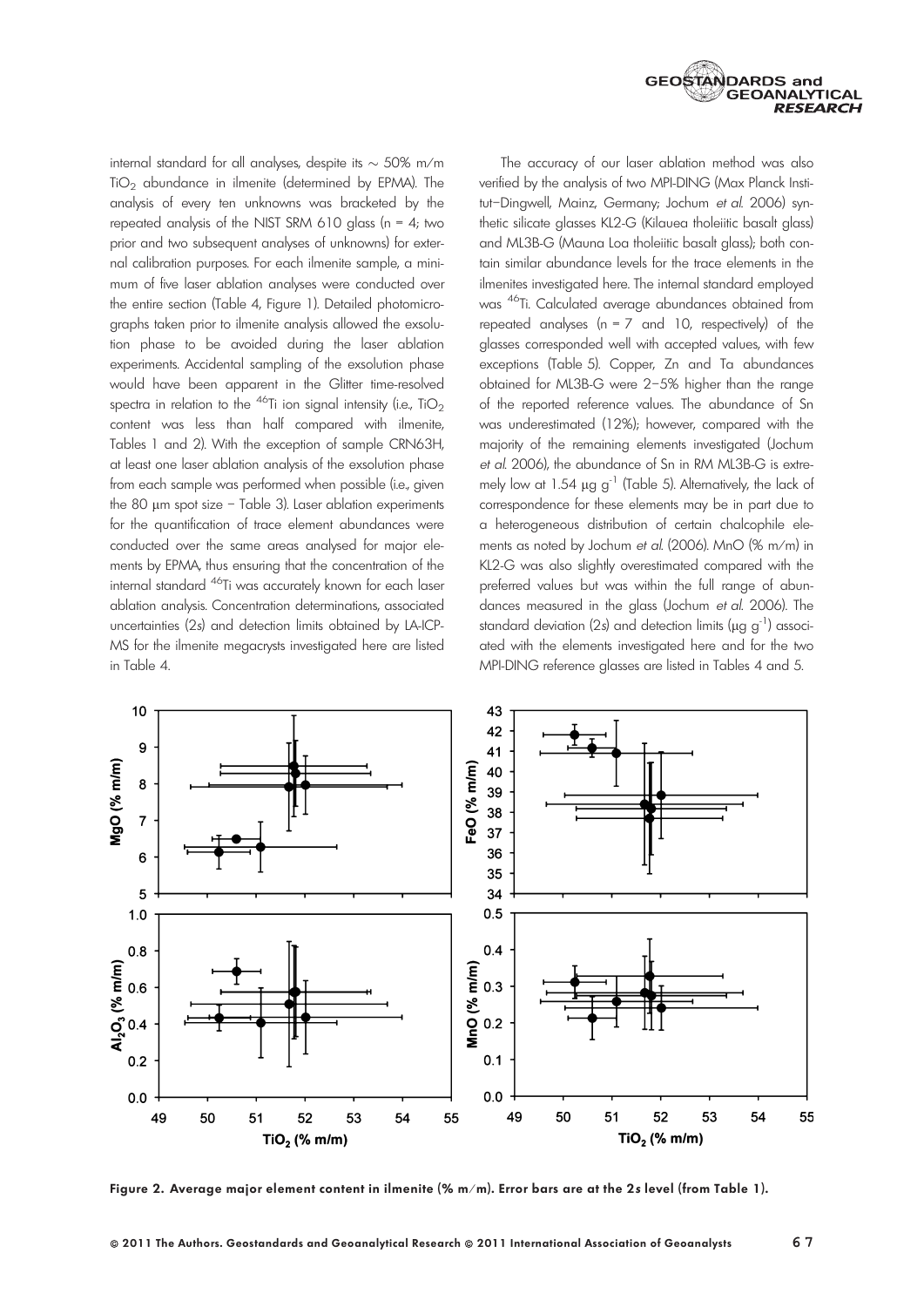internal standard for all analyses, despite its ~ 50% m/m $TiO_2$ abundance in ilmenite (determined by EPMA). The analysis of every ten unknowns was bracketed by the repeated analysis of the NIST SRM 610 glass (n = 4; two prior and two subsequent analyses of unknowns) for external calibration purposes. For each ilmenite sample, a minimum of five laser ablation analyses were conducted over the entire section (Table 4, Figure 1). Detailed photomicrographs taken prior to ilmenite analysis allowed the exsolution phase to be avoided during the laser ablation experiments. Accidental sampling of the exsolution phase would have been apparent in the Glitter time-resolved spectra in relation to the $^{46}Ti$ ion signal intensity (i.e., $TiO_2$ content was less than half compared with ilmenite, Tables 1 and 2). With the exception of sample CRN63H, at least one laser ablation analysis of the exsolution phase from each sample was performed when possible (i.e., given the 80 μm spot size – Table 3). Laser ablation experiments for the quantification of trace element abundances were conducted over the same areas analysed for major elements by EPMA, thus ensuring that the concentration of the internal standard $^{46}Ti$ was accurately known for each laser ablation analysis. Concentration determinations, associated uncertainties (2*s*) and detection limits obtained by LA-ICP-MS for the ilmenite megacrysts investigated here are listed in Table 4.

The accuracy of our laser ablation method was also verified by the analysis of two MPI-DING (Max Planck Institut–Dingwell, Mainz, Germany; Jochum *et al.* 2006) synthetic silicate glasses KL2-G (Kilauea tholeiitic basalt glass) and ML3B-G (Mauna Loa tholeiitic basalt glass); both contain similar abundance levels for the trace elements in the ilmenites investigated here. The internal standard employed was $^{46}Ti$. Calculated average abundances obtained from repeated analyses (n = 7 and 10, respectively) of the glasses corresponded well with accepted values, with few exceptions (Table 5). Copper, Zn and Ta abundances obtained for ML3B-G were 2–5% higher than the range of the reported reference values. The abundance of Sn was underestimated (12%); however, compared with the majority of the remaining elements investigated (Jochum *et al.* 2006), the abundance of Sn in RM ML3B-G is extremely low at 1.54 μg $g^{-1}$ (Table 5). Alternatively, the lack of correspondence for these elements may be in part due to a heterogeneous distribution of certain chalcophile elements as noted by Jochum *et al.* (2006). MnO (% m/m) in KL2-G was also slightly overestimated compared with the preferred values but was within the full range of abundances measured in the glass (Jochum *et al.* 2006). The standard deviation (2*s*) and detection limits (μg $g^{-1}$) associated with the elements investigated here and for the two MPI-DING reference glasses are listed in Tables 4 and 5.

**Figure 2. Average major element content in ilmenite (% m/m). Error bars are at the 2*s* level (from Table 1).**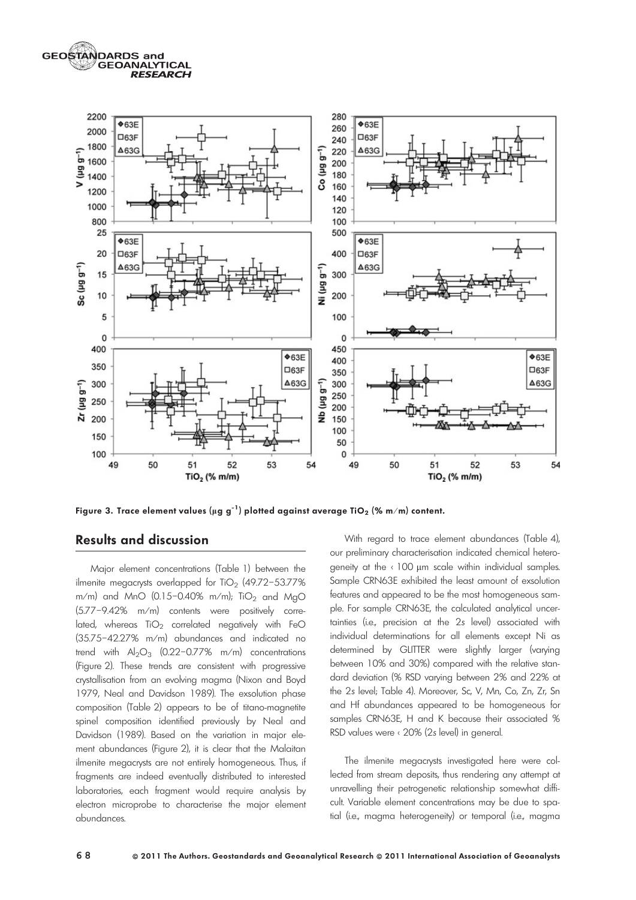Figure 3. Trace element values ($\mu g\ g^{-1}$) plotted against average $TiO_2$ (% m/m) content.

## Results and discussion

Major element concentrations (Table 1) between the ilmenite megacrysts overlapped for $TiO_2$ (49.72–53.77% m/m) and MnO (0.15–0.40% m/m); $TiO_2$ and MgO (5.77–9.42% m/m) contents were positively correlated, whereas $TiO_2$ correlated negatively with FeO (35.75–42.27% m/m) abundances and indicated no trend with $Al_2O_3$ (0.22–0.77% m/m) concentrations (Figure 2). These trends are consistent with progressive crystallisation from an evolving magma (Nixon and Boyd 1979, Neal and Davidson 1989). The exsolution phase composition (Table 2) appears to be of titano-magnetite spinel composition identified previously by Neal and Davidson (1989). Based on the variation in major element abundances (Figure 2), it is clear that the Malaitan ilmenite megacrysts are not entirely homogeneous. Thus, if fragments are indeed eventually distributed to interested laboratories, each fragment would require analysis by electron microprobe to characterise the major element abundances.

With regard to trace element abundances (Table 4), our preliminary characterisation indicated chemical heterogeneity at the < 100 μm scale within individual samples. Sample CRN63E exhibited the least amount of exsolution features and appeared to be the most homogeneous sample. For sample CRN63E, the calculated analytical uncertainties (i.e., precision at the 2*s* level) associated with individual determinations for all elements except Ni as determined by GLITTER were slightly larger (varying between 10% and 30%) compared with the relative standard deviation (% RSD varying between 2% and 22% at the 2*s* level; Table 4). Moreover, Sc, V, Mn, Co, Zn, Zr, Sn and Hf abundances appeared to be homogeneous for samples CRN63E, H and K because their associated % RSD values were < 20% (2*s* level) in general.

The ilmenite megacrysts investigated here were collected from stream deposits, thus rendering any attempt at unravelling their petrogenetic relationship somewhat difficult. Variable element concentrations may be due to spatial (i.e., magma heterogeneity) or temporal (i.e., magma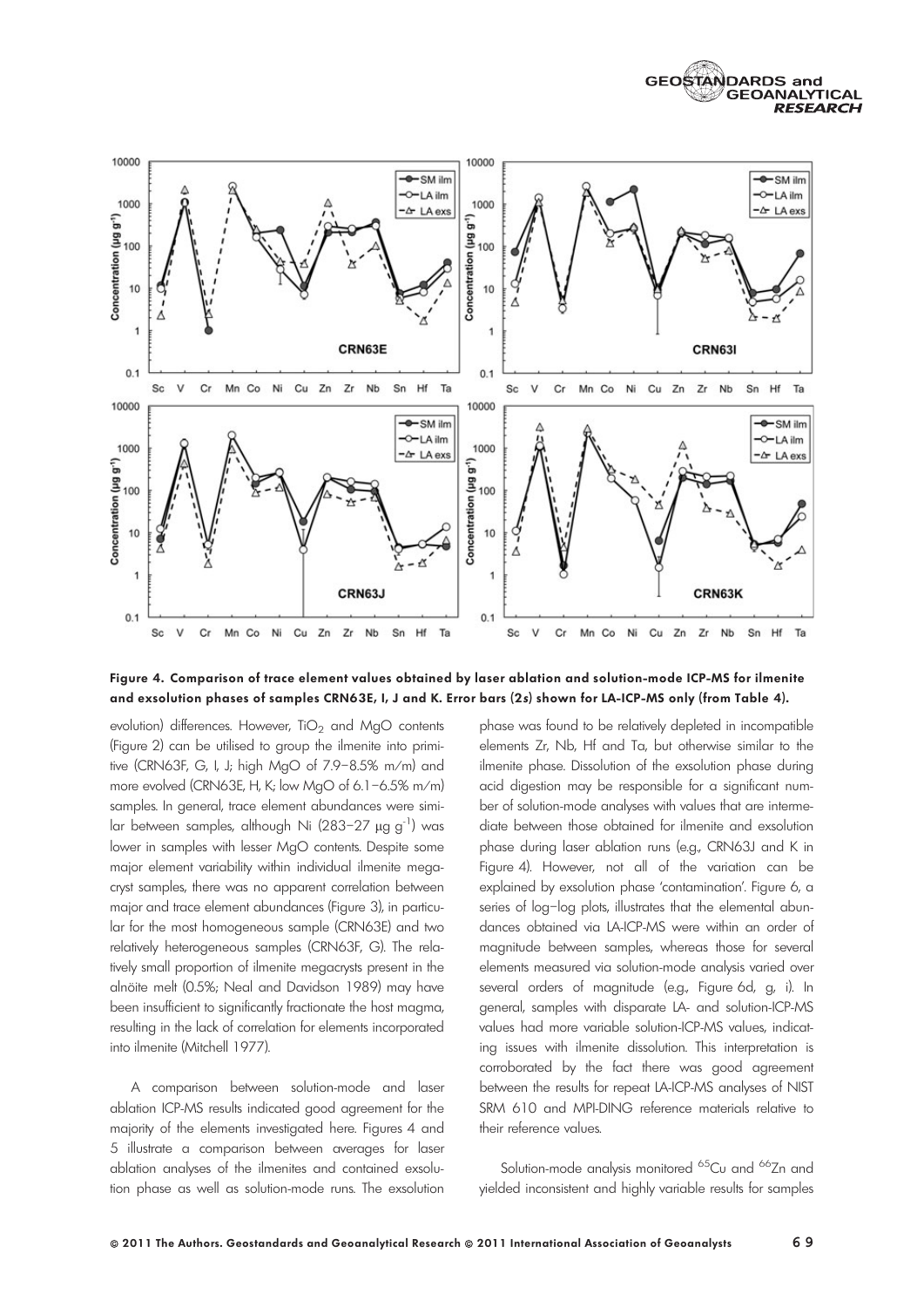Figure 4. Comparison of trace element values obtained by laser ablation and solution-mode ICP-MS for ilmenite and exsolution phases of samples CRN63E, I, J and K. Error bars (2*s*) shown for LA-ICP-MS only (from Table 4).

evolution) differences. However, $TiO_2$ and MgO contents (Figure 2) can be utilised to group the ilmenite into primitive (CRN63F, G, I, J; high MgO of 7.9–8.5% m/m) and more evolved (CRN63E, H, K; low MgO of 6.1–6.5% m/m) samples. In general, trace element abundances were similar between samples, although Ni (283–27 µg $g^{-1}$) was lower in samples with lesser MgO contents. Despite some major element variability within individual ilmenite megacryst samples, there was no apparent correlation between major and trace element abundances (Figure 3), in particular for the most homogeneous sample (CRN63E) and two relatively heterogeneous samples (CRN63F, G). The relatively small proportion of ilmenite megacrysts present in the alnöite melt (0.5%; Neal and Davidson 1989) may have been insufficient to significantly fractionate the host magma, resulting in the lack of correlation for elements incorporated into ilmenite (Mitchell 1977).

A comparison between solution-mode and laser ablation ICP-MS results indicated good agreement for the majority of the elements investigated here. Figures 4 and 5 illustrate a comparison between averages for laser ablation analyses of the ilmenites and contained exsolution phase as well as solution-mode runs. The exsolution phase was found to be relatively depleted in incompatible elements Zr, Nb, Hf and Ta, but otherwise similar to the ilmenite phase. Dissolution of the exsolution phase during acid digestion may be responsible for a significant number of solution-mode analyses with values that are intermediate between those obtained for ilmenite and exsolution phase during laser ablation runs (e.g., CRN63J and K in Figure 4). However, not all of the variation can be explained by exsolution phase 'contamination'. Figure 6, a series of log–log plots, illustrates that the elemental abundances obtained via LA-ICP-MS were within an order of magnitude between samples, whereas those for several elements measured via solution-mode analysis varied over several orders of magnitude (e.g., Figure 6d, g, i). In general, samples with disparate LA- and solution-ICP-MS values had more variable solution-ICP-MS values, indicating issues with ilmenite dissolution. This interpretation is corroborated by the fact there was good agreement between the results for repeat LA-ICP-MS analyses of NIST SRM 610 and MPI-DING reference materials relative to their reference values.

Solution-mode analysis monitored $^{65}Cu$ and $^{66}Zn$ and yielded inconsistent and highly variable results for samples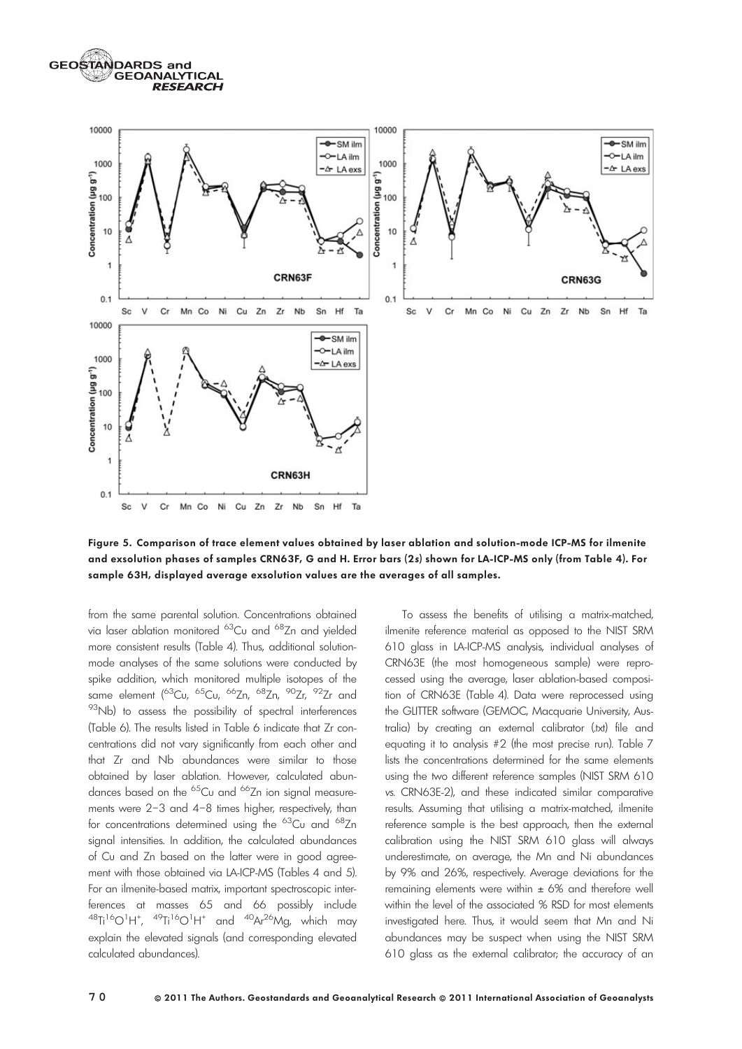Figure 5. Comparison of trace element values obtained by laser ablation and solution-mode ICP-MS for ilmenite and exsolution phases of samples CRN63F, G and H. Error bars (2*s*) shown for LA-ICP-MS only (from Table 4). For sample 63H, displayed average exsolution values are the averages of all samples.

from the same parental solution. Concentrations obtained via laser ablation monitored $^{63}$Cu and $^{68}$Zn and yielded more consistent results (Table 4). Thus, additional solution-mode analyses of the same solutions were conducted by spike addition, which monitored multiple isotopes of the same element ($^{63}$Cu, $^{65}$Cu, $^{66}$Zn, $^{68}$Zn, $^{90}$Zr, $^{92}$Zr and $^{93}$Nb) to assess the possibility of spectral interferences (Table 6). The results listed in Table 6 indicate that Zr concentrations did not vary significantly from each other and that Zr and Nb abundances were similar to those obtained by laser ablation. However, calculated abundances based on the $^{65}$Cu and $^{66}$Zn ion signal measurements were 2–3 and 4–8 times higher, respectively, than for concentrations determined using the $^{63}$Cu and $^{68}$Zn signal intensities. In addition, the calculated abundances of Cu and Zn based on the latter were in good agreement with those obtained via LA-ICP-MS (Tables 4 and 5). For an ilmenite-based matrix, important spectroscopic interferences at masses 65 and 66 possibly include $^{48}$Ti$^{16}$O$^{1}$H$^{+}$, $^{49}$Ti$^{16}$O$^{1}$H$^{+}$ and $^{40}$Ar$^{26}$Mg, which may explain the elevated signals (and corresponding elevated calculated abundances).

To assess the benefits of utilising a matrix-matched, ilmenite reference material as opposed to the NIST SRM 610 glass in LA-ICP-MS analysis, individual analyses of CRN63E (the most homogeneous sample) were reprocessed using the average, laser ablation-based composition of CRN63E (Table 4). Data were reprocessed using the GLITTER software (GEMOC, Macquarie University, Australia) by creating an external calibrator (.txt) file and equating it to analysis #2 (the most precise run). Table 7 lists the concentrations determined for the same elements using the two different reference samples (NIST SRM 610 *vs.* CRN63E-2), and these indicated similar comparative results. Assuming that utilising a matrix-matched, ilmenite reference sample is the best approach, then the external calibration using the NIST SRM 610 glass will always underestimate, on average, the Mn and Ni abundances by 9% and 26%, respectively. Average deviations for the remaining elements were within ± 6% and therefore well within the level of the associated % RSD for most elements investigated here. Thus, it would seem that Mn and Ni abundances may be suspect when using the NIST SRM 610 glass as the external calibrator; the accuracy of an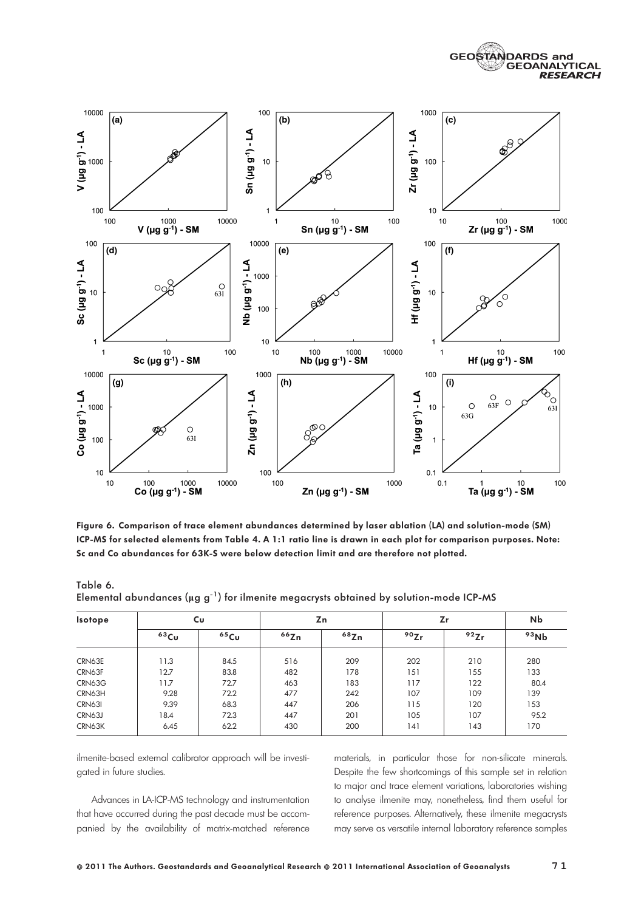Figure 6. Comparison of trace element abundances determined by laser ablation (LA) and solution-mode (SM) ICP-MS for selected elements from Table 4. A 1:1 ratio line is drawn in each plot for comparison purposes. Note: Sc and Co abundances for 63K-S were below detection limit and are therefore not plotted.

Table 6.
Elemental abundances (µg g$^{-1}$) for ilmenite megacrysts obtained by solution-mode ICP-MS

| Isotope | Cu | | Zn | | Zr | | Nb |
|---|---|---|---|---|---|---|---|
| | $^{63}$Cu | $^{65}$Cu | $^{66}$Zn | $^{68}$Zn | $^{90}$Zr | $^{92}$Zr | $^{93}$Nb |
| CRN63E | 11.3 | 84.5 | 516 | 209 | 202 | 210 | 280 |
| CRN63F | 12.7 | 83.8 | 482 | 178 | 151 | 155 | 133 |
| CRN63G | 11.7 | 72.7 | 463 | 183 | 117 | 122 | 80.4 |
| CRN63H | 9.28 | 72.2 | 477 | 242 | 107 | 109 | 139 |
| CRN63I | 9.39 | 68.3 | 447 | 206 | 115 | 120 | 153 |
| CRN63J | 18.4 | 72.3 | 447 | 201 | 105 | 107 | 95.2 |
| CRN63K | 6.45 | 62.2 | 430 | 200 | 141 | 143 | 170 |

ilmenite-based external calibrator approach will be investigated in future studies.

Advances in LA-ICP-MS technology and instrumentation that have occurred during the past decade must be accompanied by the availability of matrix-matched reference materials, in particular those for non-silicate minerals. Despite the few shortcomings of this sample set in relation to major and trace element variations, laboratories wishing to analyse ilmenite may, nonetheless, find them useful for reference purposes. Alternatively, these ilmenite megacrysts may serve as versatile internal laboratory reference samples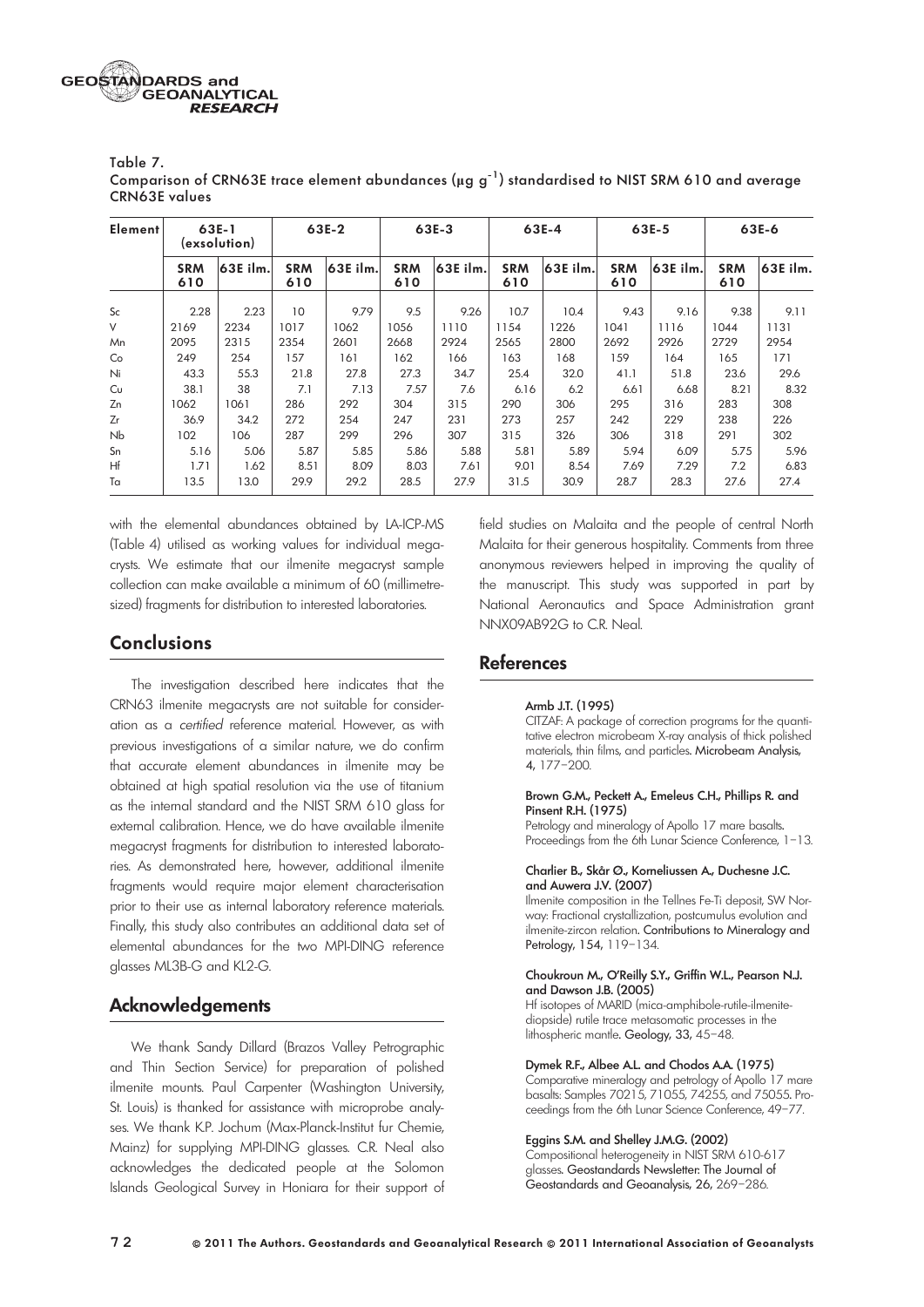Table 7.
Comparison of CRN63E trace element abundances (µg g$^{-1}$) standardised to NIST SRM 610 and average CRN63E values

| Element | 63E-1 (exsolution) | | 63E-2 | | 63E-3 | | 63E-4 | | 63E-5 | | 63E-6 | |
|---|---|---|---|---|---|---|---|---|---|---|---|---|
| | SRM 610 | 63E ilm. | SRM 610 | 63E ilm. | SRM 610 | 63E ilm. | SRM 610 | 63E ilm. | SRM 610 | 63E ilm. | SRM 610 | 63E ilm. |
| Sc | 2.28 | 2.23 | 10 | 9.79 | 9.5 | 9.26 | 10.7 | 10.4 | 9.43 | 9.16 | 9.38 | 9.11 |
| V | 2169 | 2234 | 1017 | 1062 | 1056 | 1110 | 1154 | 1226 | 1041 | 1116 | 1044 | 1131 |
| Mn | 2095 | 2315 | 2354 | 2601 | 2668 | 2924 | 2565 | 2800 | 2692 | 2926 | 2729 | 2954 |
| Co | 249 | 254 | 157 | 161 | 162 | 166 | 163 | 168 | 159 | 164 | 165 | 171 |
| Ni | 43.3 | 55.3 | 21.8 | 27.8 | 27.3 | 34.7 | 25.4 | 32.0 | 41.1 | 51.8 | 23.6 | 29.6 |
| Cu | 38.1 | 38 | 7.1 | 7.13 | 7.57 | 7.6 | 6.16 | 6.2 | 6.61 | 6.68 | 8.21 | 8.32 |
| Zn | 1062 | 1061 | 286 | 292 | 304 | 315 | 290 | 306 | 295 | 316 | 283 | 308 |
| Zr | 36.9 | 34.2 | 272 | 254 | 247 | 231 | 273 | 257 | 242 | 229 | 238 | 226 |
| Nb | 102 | 106 | 287 | 299 | 296 | 307 | 315 | 326 | 306 | 318 | 291 | 302 |
| Sn | 5.16 | 5.06 | 5.87 | 5.85 | 5.86 | 5.88 | 5.81 | 5.89 | 5.94 | 6.09 | 5.75 | 5.96 |
| Hf | 1.71 | 1.62 | 8.51 | 8.09 | 8.03 | 7.61 | 9.01 | 8.54 | 7.69 | 7.29 | 7.2 | 6.83 |
| Ta | 13.5 | 13.0 | 29.9 | 29.2 | 28.5 | 27.9 | 31.5 | 30.9 | 28.7 | 28.3 | 27.6 | 27.4 |

with the elemental abundances obtained by LA-ICP-MS (Table 4) utilised as working values for individual megacrysts. We estimate that our ilmenite megacryst sample collection can make available a minimum of 60 (millimetre-sized) fragments for distribution to interested laboratories.

## Conclusions

The investigation described here indicates that the CRN63 ilmenite megacrysts are not suitable for consideration as a *certified* reference material. However, as with previous investigations of a similar nature, we do confirm that accurate element abundances in ilmenite may be obtained at high spatial resolution via the use of titanium as the internal standard and the NIST SRM 610 glass for external calibration. Hence, we do have available ilmenite megacryst fragments for distribution to interested laboratories. As demonstrated here, however, additional ilmenite fragments would require major element characterisation prior to their use as internal laboratory reference materials. Finally, this study also contributes an additional data set of elemental abundances for the two MPI-DING reference glasses ML3B-G and KL2-G.

## Acknowledgements

We thank Sandy Dillard (Brazos Valley Petrographic and Thin Section Service) for preparation of polished ilmenite mounts. Paul Carpenter (Washington University, St. Louis) is thanked for assistance with microprobe analyses. We thank K.P. Jochum (Max-Planck-Institut fur Chemie, Mainz) for supplying MPI-DING glasses. C.R. Neal also acknowledges the dedicated people at the Solomon Islands Geological Survey in Honiara for their support of field studies on Malaita and the people of central North Malaita for their generous hospitality. Comments from three anonymous reviewers helped in improving the quality of the manuscript. This study was supported in part by National Aeronautics and Space Administration grant NNX09AB92G to C.R. Neal.

## References

**Armb J.T. (1995)**
CITZAF: A package of correction programs for the quantitative electron microbeam X-ray analysis of thick polished materials, thin films, and particles. **Microbeam Analysis, 4**, 177–200.

**Brown G.M., Peckett A., Emeleus C.H., Phillips R. and Pinsent R.H. (1975)**
Petrology and mineralogy of Apollo 17 mare basalts. Proceedings from the 6th Lunar Science Conference, 1–13.

**Charlier B., Skår Ø., Korneliussen A., Duchesne J.C. and Auwera J.V. (2007)**
Ilmenite composition in the Tellnes Fe-Ti deposit, SW Norway: Fractional crystallization, postcumulus evolution and ilmenite-zircon relation. **Contributions to Mineralogy and Petrology, 154**, 119–134.

**Choukroun M., O'Reilly S.Y., Griffin W.L., Pearson N.J. and Dawson J.B. (2005)**
Hf isotopes of MARID (mica-amphibole-rutile-ilmenite-diopside) rutile trace metasomatic processes in the lithospheric mantle. **Geology, 33**, 45–48.

**Dymek R.F., Albee A.L. and Chodos A.A. (1975)**
Comparative mineralogy and petrology of Apollo 17 mare basalts: Samples 70215, 71055, 74255, and 75055. Proceedings from the 6th Lunar Science Conference, 49–77.

**Eggins S.M. and Shelley J.M.G. (2002)**
Compositional heterogeneity in NIST SRM 610-617 glasses. **Geostandards Newsletter: The Journal of Geostandards and Geoanalysis, 26**, 269–286.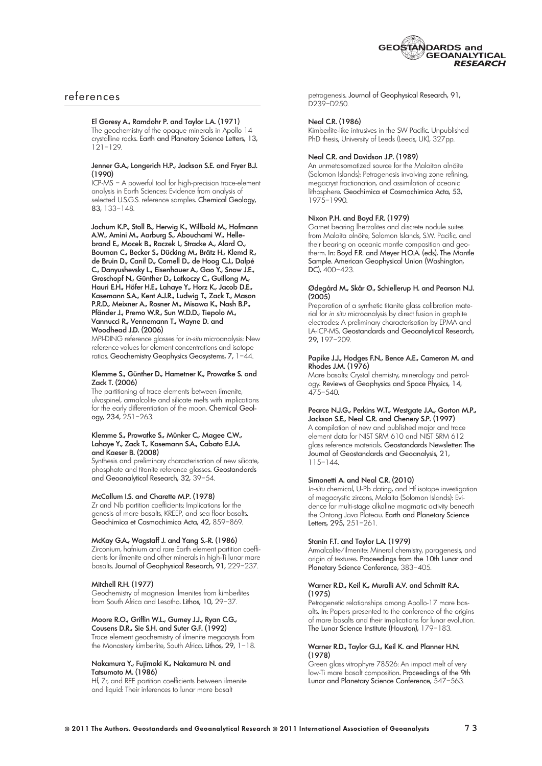## references

**El Goresy A., Ramdohr P. and Taylor L.A. (1971)**
The geochemistry of the opaque minerals in Apollo 14 crystalline rocks. Earth and Planetary Science Letters, 13, 121–129.

**Jenner G.A., Longerich H.P., Jackson S.E. and Fryer B.J. (1990)**
ICP-MS – A powerful tool for high-precision trace-element analysis in Earth Sciences: Evidence from analysis of selected U.S.G.S. reference samples. Chemical Geology, 83, 133–148.

**Jochum K.P., Stoll B., Herwig K., Willbold M., Hofmann A.W., Amini M., Aarburg S., Abouchami W., Hellebrand E., Mocek B., Raczek I., Stracke A., Alard O., Bouman C., Becker S., Dücking M., Brätz H., Klemd R., de Bruin D., Canil D., Cornell D., de Hoog C.J., Dalpé C., Danyushevsky L., Eisenhauer A., Gao Y., Snow J.E., Groschopf N., Günther D., Latkoczy C., Guillong M., Hauri E.H., Höfer H.E., Lahaye Y., Horz K., Jacob D.E., Kasemann S.A., Kent A.J.R., Ludwig T., Zack T., Mason P.R.D., Meixner A., Rosner M., Misawa K., Nash B.P., Pfänder J., Premo W.R., Sun W.D.D., Tiepolo M., Vannucci R., Vennemann T., Wayne D. and Woodhead J.D. (2006)**
MPI-DING reference glasses for *in-situ* microanalysis: New reference values for element concentrations and isotope ratios. Geochemistry Geophysics Geosystems, 7, 1–44.

**Klemme S., Günther D., Hametner K., Prowatke S. and Zack T. (2006)**
The partitioning of trace elements between ilmenite, ulvospinel, armalcolite and silicate melts with implications for the early differentiation of the moon. Chemical Geology, 234, 251–263.

**Klemme S., Prowatke S., Münker C., Magee C.W., Lahaye Y., Zack T., Kasemann S.A., Cabato E.J.A. and Kaeser B. (2008)**
Synthesis and preliminary characterisation of new silicate, phosphate and titanite reference glasses. Geostandards and Geoanalytical Research, 32, 39–54.

**McCallum I.S. and Charette M.P. (1978)**
Zr and Nb partition coefficients: Implications for the genesis of mare basalts, KREEP, and sea floor basalts. Geochimica et Cosmochimica Acta, 42, 859–869.

**McKay G.A., Wagstaff J. and Yang S.-R. (1986)**
Zirconium, hafnium and rare Earth element partition coefficients for ilmenite and other minerals in high-Ti lunar mare basalts. Journal of Geophysical Research, 91, 229–237.

**Mitchell R.H. (1977)**
Geochemistry of magnesian ilmenites from kimberlites from South Africa and Lesotho. Lithos, 10, 29–37.

**Moore R.O., Griffin W.L., Gurney J.J., Ryan C.G., Cousens D.R., Sie S.H. and Suter G.F. (1992)**
Trace element geochemistry of ilmenite megacrysts from the Monastery kimberlite, South Africa. Lithos, 29, 1–18.

**Nakamura Y., Fujimaki K., Nakamura N. and Tatsumoto M. (1986)**
Hf, Zr, and REE partition coefficients between ilmenite and liquid: Their inferences to lunar mare basalt petrogenesis. Journal of Geophysical Research, 91, D239–D250.

**Neal C.R. (1986)**
Kimberlite-like intrusives in the SW Pacific. Unpublished PhD thesis, University of Leeds (Leeds, UK), 327pp.

**Neal C.R. and Davidson J.P. (1989)**
An unmetasomatized source for the Malaitan alnöite (Solomon Islands): Petrogenesis involving zone refining, megacryst fractionation, and assimilation of oceanic lithosphere. Geochimica et Cosmochimica Acta, 53, 1975–1990.

**Nixon P.H. and Boyd F.R. (1979)**
Garnet bearing lherzolites and discrete nodule suites from Malaita alnöite, Solomon Islands, S.W. Pacific, and their bearing on oceanic mantle composition and geotherm. In: Boyd F.R. and Meyer H.O.A. (eds), The Mantle Sample. American Geophysical Union (Washington, DC), 400–423.

**Ødegård M., Skår Ø., Schiellerup H. and Pearson N.J. (2005)**
Preparation of a synthetic titanite glass calibration material for *in situ* microanalysis by direct fusion in graphite electrodes: A preliminary characterisation by EPMA and LA-ICP-MS. Geostandards and Geoanalytical Research, 29, 197–209.

**Papike J.J., Hodges F.N., Bence A.E., Cameron M. and Rhodes J.M. (1976)**
Mare basalts: Crystal chemistry, mineralogy and petrology. Reviews of Geophysics and Space Physics, 14, 475–540.

**Pearce N.J.G., Perkins W.T., Westgate J.A., Gorton M.P., Jackson S.E., Neal C.R. and Chenery S.P. (1997)**
A compilation of new and published major and trace element data for NIST SRM 610 and NIST SRM 612 glass reference materials. Geostandards Newsletter: The Journal of Geostandards and Geoanalysis, 21, 115–144.

**Simonetti A. and Neal C.R. (2010)**
*In-situ* chemical, U-Pb dating, and Hf isotope investigation of megacrystic zircons, Malaita (Solomon Islands): Evidence for multi-stage alkaline magmatic activity beneath the Ontong Java Plateau. Earth and Planetary Science Letters, 295, 251–261.

**Stanin F.T. and Taylor L.A. (1979)**
Armalcolite/ilmenite: Mineral chemistry, paragenesis, and origin of textures. Proceedings from the 10th Lunar and Planetary Science Conference, 383–405.

**Warner R.D., Keil K., Muralli A.V. and Schmitt R.A. (1975)**
Petrogenetic relationships among Apollo-17 mare basalts. In: Papers presented to the conference of the origins of mare basalts and their implications for lunar evolution. The Lunar Science Institute (Houston), 179–183.

**Warner R.D., Taylor G.J., Keil K. and Planner H.N. (1978)**
Green glass vitrophyre 78526: An impact melt of very low-Ti mare basalt composition. Proceedings of the 9th Lunar and Planetary Science Conference, 547–563.